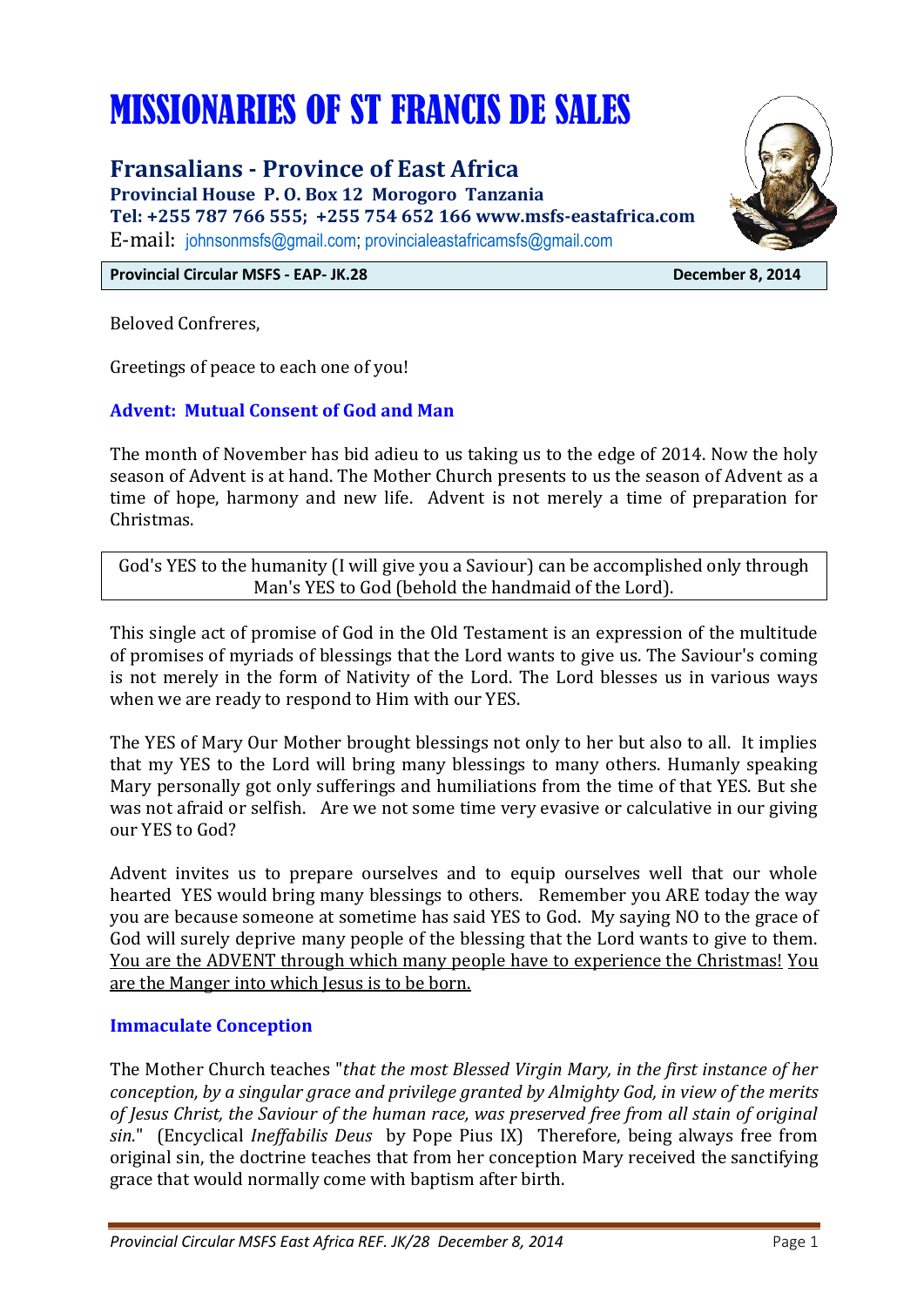# MISSIONARIES OF ST FRANCIS DE SALES

## Fransalians - Province of East Africa

**Provincial House P. O. Box 12 Morogoro Tanzania**
**Tel: +255 787 766 555; +255 754 652 166 www.msfs-eastafrica.com**
E-mail: johnsonmsfs@gmail.com; provincialeastafricamsfs@gmail.com

**Provincial Circular MSFS - EAP- JK.28** **December 8, 2014**

Beloved Confreres,

Greetings of peace to each one of you!

### Advent: Mutual Consent of God and Man

The month of November has bid adieu to us taking us to the edge of 2014. Now the holy season of Advent is at hand. The Mother Church presents to us the season of Advent as a time of hope, harmony and new life. Advent is not merely a time of preparation for Christmas.

> God's YES to the humanity (I will give you a Saviour) can be accomplished only through Man's YES to God (behold the handmaid of the Lord).

This single act of promise of God in the Old Testament is an expression of the multitude of promises of myriads of blessings that the Lord wants to give us. The Saviour's coming is not merely in the form of Nativity of the Lord. The Lord blesses us in various ways when we are ready to respond to Him with our YES.

The YES of Mary Our Mother brought blessings not only to her but also to all. It implies that my YES to the Lord will bring many blessings to many others. Humanly speaking Mary personally got only sufferings and humiliations from the time of that YES. But she was not afraid or selfish. Are we not some time very evasive or calculative in our giving our YES to God?

Advent invites us to prepare ourselves and to equip ourselves well that our whole hearted YES would bring many blessings to others. Remember you ARE today the way you are because someone at sometime has said YES to God. My saying NO to the grace of God will surely deprive many people of the blessing that the Lord wants to give to them. <u>You are the ADVENT through which many people have to experience the Christmas!</u> <u>You are the Manger into which Jesus is to be born.</u>

### Immaculate Conception

The Mother Church teaches "*that the most Blessed Virgin Mary, in the first instance of her conception, by a singular grace and privilege granted by Almighty God, in view of the merits of Jesus Christ, the Saviour of the human race, was preserved free from all stain of original sin*." (Encyclical *Ineffabilis Deus* by Pope Pius IX) Therefore, being always free from original sin, the doctrine teaches that from her conception Mary received the sanctifying grace that would normally come with baptism after birth.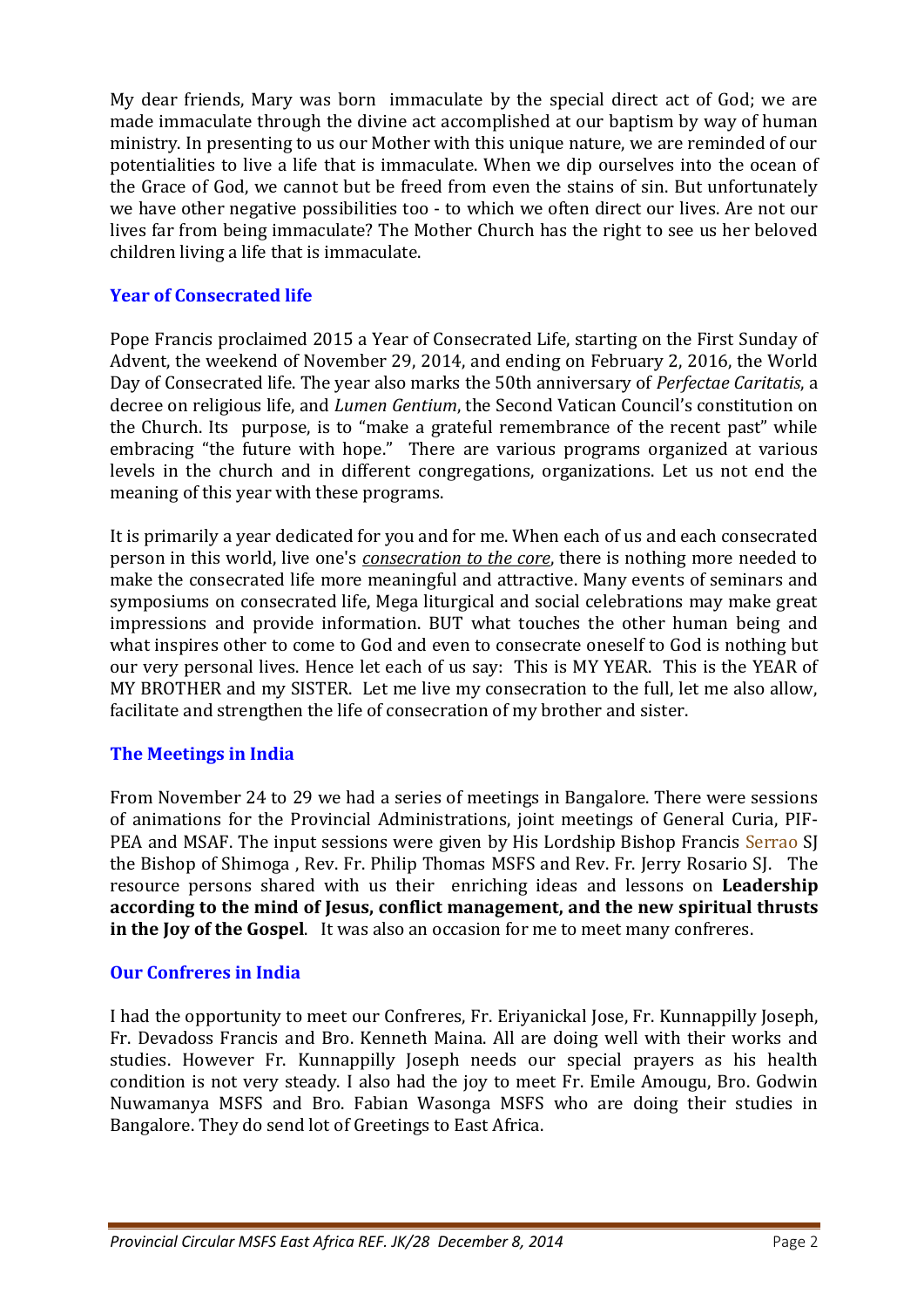My dear friends, Mary was born immaculate by the special direct act of God; we are made immaculate through the divine act accomplished at our baptism by way of human ministry. In presenting to us our Mother with this unique nature, we are reminded of our potentialities to live a life that is immaculate. When we dip ourselves into the ocean of the Grace of God, we cannot but be freed from even the stains of sin. But unfortunately we have other negative possibilities too - to which we often direct our lives. Are not our lives far from being immaculate? The Mother Church has the right to see us her beloved children living a life that is immaculate.

## Year of Consecrated life

Pope Francis proclaimed 2015 a Year of Consecrated Life, starting on the First Sunday of Advent, the weekend of November 29, 2014, and ending on February 2, 2016, the World Day of Consecrated life. The year also marks the 50th anniversary of *Perfectae Caritatis*, a decree on religious life, and *Lumen Gentium*, the Second Vatican Council's constitution on the Church. Its purpose, is to "make a grateful remembrance of the recent past" while embracing "the future with hope." There are various programs organized at various levels in the church and in different congregations, organizations. Let us not end the meaning of this year with these programs.

It is primarily a year dedicated for you and for me. When each of us and each consecrated person in this world, live one's *consecration to the core*, there is nothing more needed to make the consecrated life more meaningful and attractive. Many events of seminars and symposiums on consecrated life, Mega liturgical and social celebrations may make great impressions and provide information. BUT what touches the other human being and what inspires other to come to God and even to consecrate oneself to God is nothing but our very personal lives. Hence let each of us say: This is MY YEAR. This is the YEAR of MY BROTHER and my SISTER. Let me live my consecration to the full, let me also allow, facilitate and strengthen the life of consecration of my brother and sister.

## The Meetings in India

From November 24 to 29 we had a series of meetings in Bangalore. There were sessions of animations for the Provincial Administrations, joint meetings of General Curia, PIF-PEA and MSAF. The input sessions were given by His Lordship Bishop Francis Serrao SJ the Bishop of Shimoga , Rev. Fr. Philip Thomas MSFS and Rev. Fr. Jerry Rosario SJ. The resource persons shared with us their enriching ideas and lessons on **Leadership according to the mind of Jesus, conflict management, and the new spiritual thrusts in the Joy of the Gospel**. It was also an occasion for me to meet many confreres.

## Our Confreres in India

I had the opportunity to meet our Confreres, Fr. Eriyanickal Jose, Fr. Kunnappilly Joseph, Fr. Devadoss Francis and Bro. Kenneth Maina. All are doing well with their works and studies. However Fr. Kunnappilly Joseph needs our special prayers as his health condition is not very steady. I also had the joy to meet Fr. Emile Amougu, Bro. Godwin Nuwamanya MSFS and Bro. Fabian Wasonga MSFS who are doing their studies in Bangalore. They do send lot of Greetings to East Africa.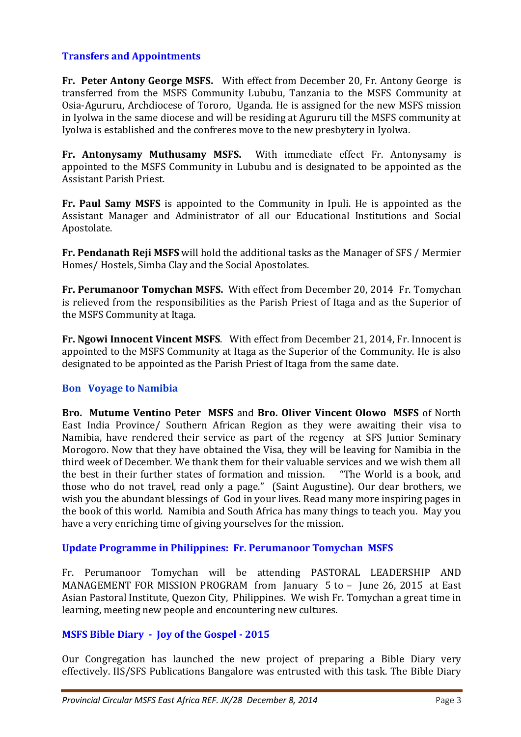## Transfers and Appointments

**Fr. Peter Antony George MSFS.** With effect from December 20, Fr. Antony George is transferred from the MSFS Community Lububu, Tanzania to the MSFS Community at Osia-Agururu, Archdiocese of Tororo, Uganda. He is assigned for the new MSFS mission in Iyolwa in the same diocese and will be residing at Agururu till the MSFS community at Iyolwa is established and the confreres move to the new presbytery in Iyolwa.

**Fr. Antonysamy Muthusamy MSFS.** With immediate effect Fr. Antonysamy is appointed to the MSFS Community in Lububu and is designated to be appointed as the Assistant Parish Priest.

**Fr. Paul Samy MSFS** is appointed to the Community in Ipuli. He is appointed as the Assistant Manager and Administrator of all our Educational Institutions and Social Apostolate.

**Fr. Pendanath Reji MSFS** will hold the additional tasks as the Manager of SFS / Mermier Homes/ Hostels, Simba Clay and the Social Apostolates.

**Fr. Perumanoor Tomychan MSFS.** With effect from December 20, 2014 Fr. Tomychan is relieved from the responsibilities as the Parish Priest of Itaga and as the Superior of the MSFS Community at Itaga.

**Fr. Ngowi Innocent Vincent MSFS**. With effect from December 21, 2014, Fr. Innocent is appointed to the MSFS Community at Itaga as the Superior of the Community. He is also designated to be appointed as the Parish Priest of Itaga from the same date.

## Bon Voyage to Namibia

**Bro. Mutume Ventino Peter MSFS** and **Bro. Oliver Vincent Olowo MSFS** of North East India Province/ Southern African Region as they were awaiting their visa to Namibia, have rendered their service as part of the regency at SFS Junior Seminary Morogoro. Now that they have obtained the Visa, they will be leaving for Namibia in the third week of December. We thank them for their valuable services and we wish them all the best in their further states of formation and mission. "The World is a book, and those who do not travel, read only a page." (Saint Augustine). Our dear brothers, we wish you the abundant blessings of God in your lives. Read many more inspiring pages in the book of this world. Namibia and South Africa has many things to teach you. May you have a very enriching time of giving yourselves for the mission.

## Update Programme in Philippines: Fr. Perumanoor Tomychan MSFS

Fr. Perumanoor Tomychan will be attending PASTORAL LEADERSHIP AND MANAGEMENT FOR MISSION PROGRAM from January 5 to – June 26, 2015 at East Asian Pastoral Institute, Quezon City, Philippines. We wish Fr. Tomychan a great time in learning, meeting new people and encountering new cultures.

## MSFS Bible Diary - Joy of the Gospel - 2015

Our Congregation has launched the new project of preparing a Bible Diary very effectively. IIS/SFS Publications Bangalore was entrusted with this task. The Bible Diary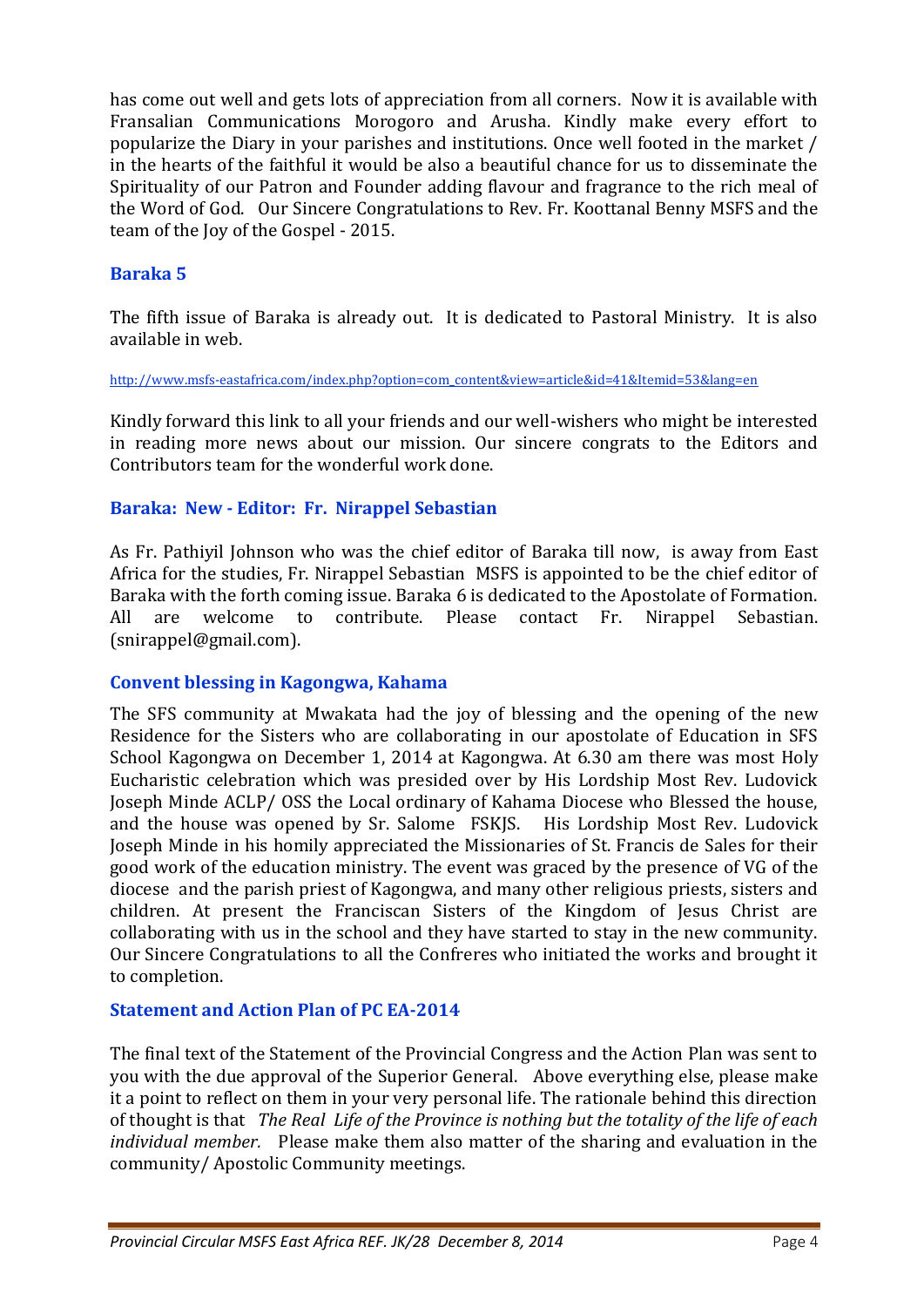has come out well and gets lots of appreciation from all corners. Now it is available with Fransalian Communications Morogoro and Arusha. Kindly make every effort to popularize the Diary in your parishes and institutions. Once well footed in the market / in the hearts of the faithful it would be also a beautiful chance for us to disseminate the Spirituality of our Patron and Founder adding flavour and fragrance to the rich meal of the Word of God. Our Sincere Congratulations to Rev. Fr. Koottanal Benny MSFS and the team of the Joy of the Gospel - 2015.

### Baraka 5

The fifth issue of Baraka is already out. It is dedicated to Pastoral Ministry. It is also available in web.

http://www.msfs-eastafrica.com/index.php?option=com_content&view=article&id=41&Itemid=53&lang=en

Kindly forward this link to all your friends and our well-wishers who might be interested in reading more news about our mission. Our sincere congrats to the Editors and Contributors team for the wonderful work done.

### Baraka: New - Editor: Fr. Nirappel Sebastian

As Fr. Pathiyil Johnson who was the chief editor of Baraka till now, is away from East Africa for the studies, Fr. Nirappel Sebastian MSFS is appointed to be the chief editor of Baraka with the forth coming issue. Baraka 6 is dedicated to the Apostolate of Formation. All are welcome to contribute. Please contact Fr. Nirappel Sebastian. (snirappel@gmail.com).

### Convent blessing in Kagongwa, Kahama

The SFS community at Mwakata had the joy of blessing and the opening of the new Residence for the Sisters who are collaborating in our apostolate of Education in SFS School Kagongwa on December 1, 2014 at Kagongwa. At 6.30 am there was most Holy Eucharistic celebration which was presided over by His Lordship Most Rev. Ludovick Joseph Minde ACLP/ OSS the Local ordinary of Kahama Diocese who Blessed the house, and the house was opened by Sr. Salome FSKJS. His Lordship Most Rev. Ludovick Joseph Minde in his homily appreciated the Missionaries of St. Francis de Sales for their good work of the education ministry. The event was graced by the presence of VG of the diocese and the parish priest of Kagongwa, and many other religious priests, sisters and children. At present the Franciscan Sisters of the Kingdom of Jesus Christ are collaborating with us in the school and they have started to stay in the new community. Our Sincere Congratulations to all the Confreres who initiated the works and brought it to completion.

### Statement and Action Plan of PC EA-2014

The final text of the Statement of the Provincial Congress and the Action Plan was sent to you with the due approval of the Superior General. Above everything else, please make it a point to reflect on them in your very personal life. The rationale behind this direction of thought is that *The Real Life of the Province is nothing but the totality of the life of each individual member.* Please make them also matter of the sharing and evaluation in the community/ Apostolic Community meetings.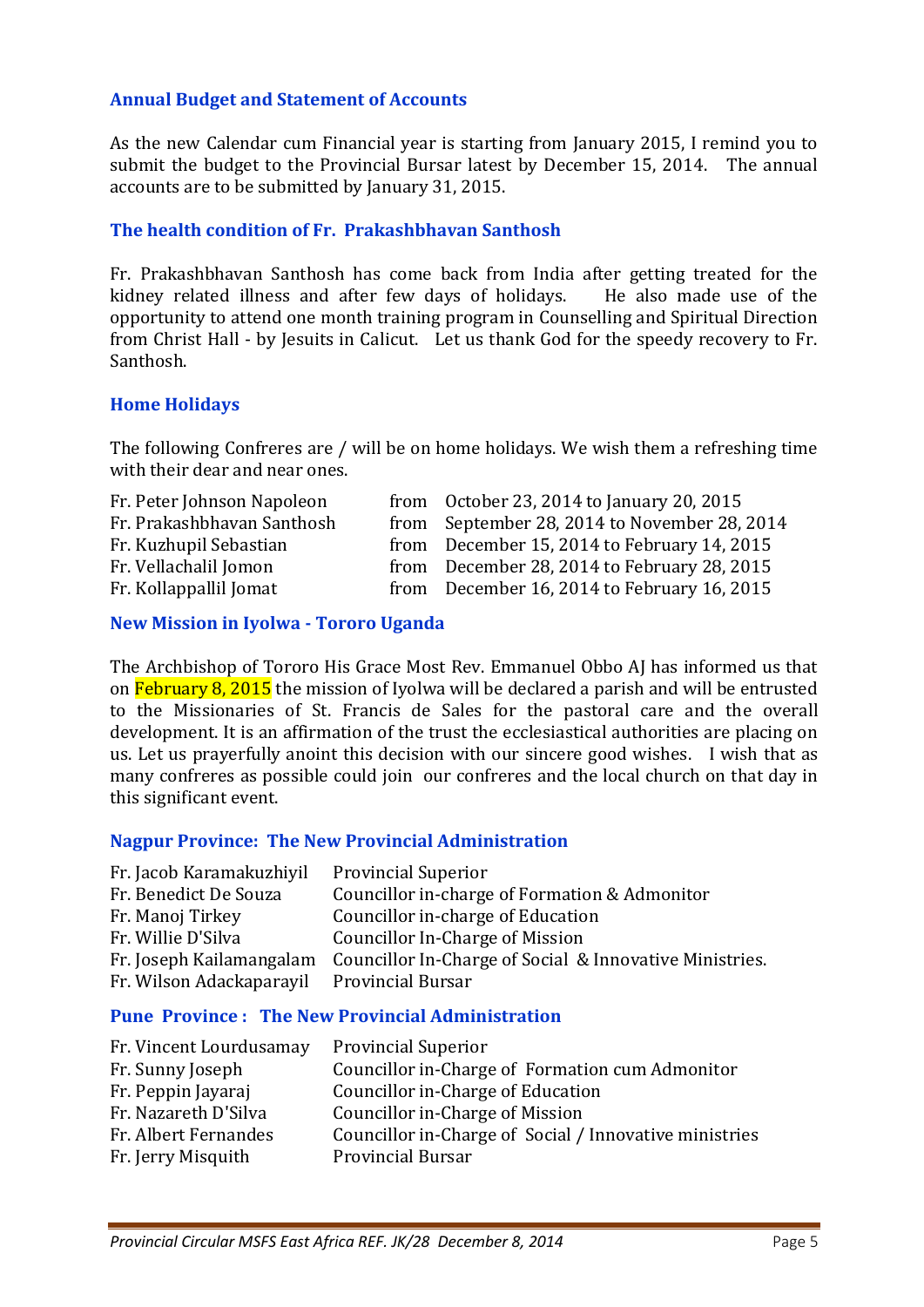### Annual Budget and Statement of Accounts

As the new Calendar cum Financial year is starting from January 2015, I remind you to submit the budget to the Provincial Bursar latest by December 15, 2014. The annual accounts are to be submitted by January 31, 2015.

### The health condition of Fr. Prakashbhavan Santhosh

Fr. Prakashbhavan Santhosh has come back from India after getting treated for the kidney related illness and after few days of holidays. He also made use of the opportunity to attend one month training program in Counselling and Spiritual Direction from Christ Hall - by Jesuits in Calicut. Let us thank God for the speedy recovery to Fr. Santhosh.

### Home Holidays

The following Confreres are / will be on home holidays. We wish them a refreshing time with their dear and near ones.

| | | |
|---|---|---|
| Fr. Peter Johnson Napoleon | from | October 23, 2014 to January 20, 2015 |
| Fr. Prakashbhavan Santhosh | from | September 28, 2014 to November 28, 2014 |
| Fr. Kuzhupil Sebastian | from | December 15, 2014 to February 14, 2015 |
| Fr. Vellachalil Jomon | from | December 28, 2014 to February 28, 2015 |
| Fr. Kollappallil Jomat | from | December 16, 2014 to February 16, 2015 |

### New Mission in Iyolwa - Tororo Uganda

The Archbishop of Tororo His Grace Most Rev. Emmanuel Obbo AJ has informed us that on February 8, 2015 the mission of Iyolwa will be declared a parish and will be entrusted to the Missionaries of St. Francis de Sales for the pastoral care and the overall development. It is an affirmation of the trust the ecclesiastical authorities are placing on us. Let us prayerfully anoint this decision with our sincere good wishes. I wish that as many confreres as possible could join our confreres and the local church on that day in this significant event.

### Nagpur Province: The New Provincial Administration

| | |
|---|---|
| Fr. Jacob Karamakuzhiyil | Provincial Superior |
| Fr. Benedict De Souza | Councillor in-charge of Formation & Admonitor |
| Fr. Manoj Tirkey | Councillor in-charge of Education |
| Fr. Willie D'Silva | Councillor In-Charge of Mission |
| Fr. Joseph Kailamangalam | Councillor In-Charge of Social & Innovative Ministries. |
| Fr. Wilson Adackaparayil | Provincial Bursar |

### Pune Province : The New Provincial Administration

| | |
|---|---|
| Fr. Vincent Lourdusamay | Provincial Superior |
| Fr. Sunny Joseph | Councillor in-Charge of Formation cum Admonitor |
| Fr. Peppin Jayaraj | Councillor in-Charge of Education |
| Fr. Nazareth D'Silva | Councillor in-Charge of Mission |
| Fr. Albert Fernandes | Councillor in-Charge of Social / Innovative ministries |
| Fr. Jerry Misquith | Provincial Bursar |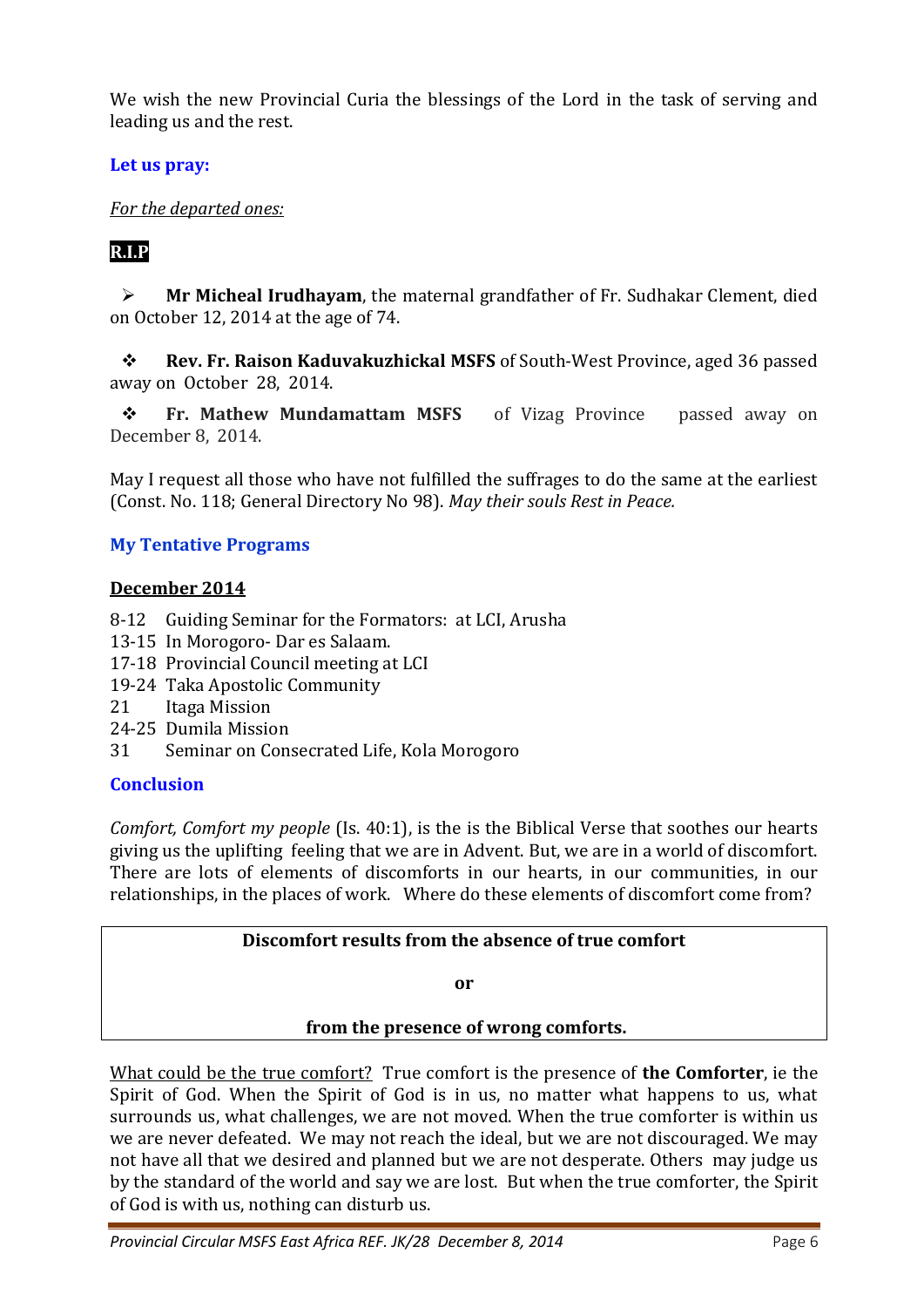We wish the new Provincial Curia the blessings of the Lord in the task of serving and leading us and the rest.

### Let us pray:

*For the departed ones:*

**R.I.P**

- **Mr Micheal Irudhayam**, the maternal grandfather of Fr. Sudhakar Clement, died on October 12, 2014 at the age of 74.

- **Rev. Fr. Raison Kaduvakuzhickal MSFS** of South-West Province, aged 36 passed away on October 28, 2014.

- **Fr. Mathew Mundamattam MSFS** of Vizag Province passed away on December 8, 2014.

May I request all those who have not fulfilled the suffrages to do the same at the earliest (Const. No. 118; General Directory No 98). *May their souls Rest in Peace.*

### My Tentative Programs

**December 2014**

- 8-12 Guiding Seminar for the Formators: at LCI, Arusha
- 13-15 In Morogoro- Dar es Salaam.
- 17-18 Provincial Council meeting at LCI
- 19-24 Taka Apostolic Community
- 21 Itaga Mission
- 24-25 Dumila Mission
- 31 Seminar on Consecrated Life, Kola Morogoro

### Conclusion

*Comfort, Comfort my people* (Is. 40:1), is the is the Biblical Verse that soothes our hearts giving us the uplifting feeling that we are in Advent. But, we are in a world of discomfort. There are lots of elements of discomforts in our hearts, in our communities, in our relationships, in the places of work. Where do these elements of discomfort come from?

**Discomfort results from the absence of true comfort**

**or**

**from the presence of wrong comforts.**

What could be the true comfort? True comfort is the presence of **the Comforter**, ie the Spirit of God. When the Spirit of God is in us, no matter what happens to us, what surrounds us, what challenges, we are not moved. When the true comforter is within us we are never defeated. We may not reach the ideal, but we are not discouraged. We may not have all that we desired and planned but we are not desperate. Others may judge us by the standard of the world and say we are lost. But when the true comforter, the Spirit of God is with us, nothing can disturb us.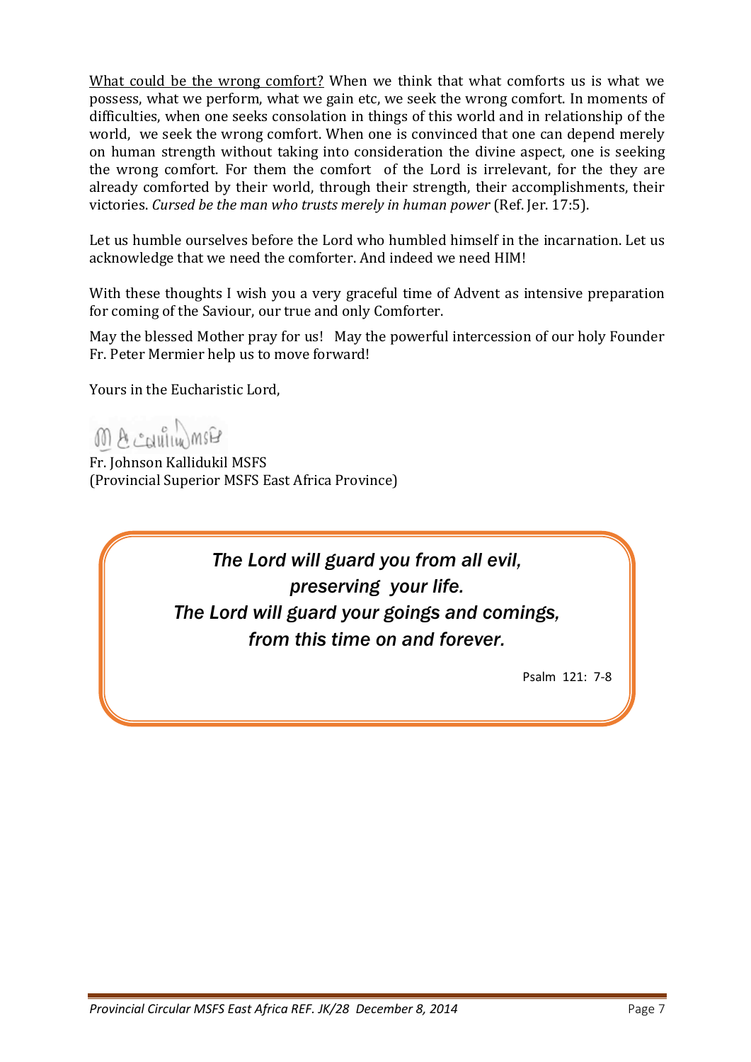What could be the wrong comfort? When we think that what comforts us is what we possess, what we perform, what we gain etc, we seek the wrong comfort. In moments of difficulties, when one seeks consolation in things of this world and in relationship of the world, we seek the wrong comfort. When one is convinced that one can depend merely on human strength without taking into consideration the divine aspect, one is seeking the wrong comfort. For them the comfort of the Lord is irrelevant, for the they are already comforted by their world, through their strength, their accomplishments, their victories. *Cursed be the man who trusts merely in human power* (Ref. Jer. 17:5).

Let us humble ourselves before the Lord who humbled himself in the incarnation. Let us acknowledge that we need the comforter. And indeed we need HIM!

With these thoughts I wish you a very graceful time of Advent as intensive preparation for coming of the Saviour, our true and only Comforter.

May the blessed Mother pray for us! May the powerful intercession of our holy Founder Fr. Peter Mermier help us to move forward!

Yours in the Eucharistic Lord,

Fr. Johnson Kallidukil MSFS
(Provincial Superior MSFS East Africa Province)

*The Lord will guard you from all evil,*
*preserving your life.*
*The Lord will guard your goings and comings,*
*from this time on and forever.*

Psalm 121: 7-8